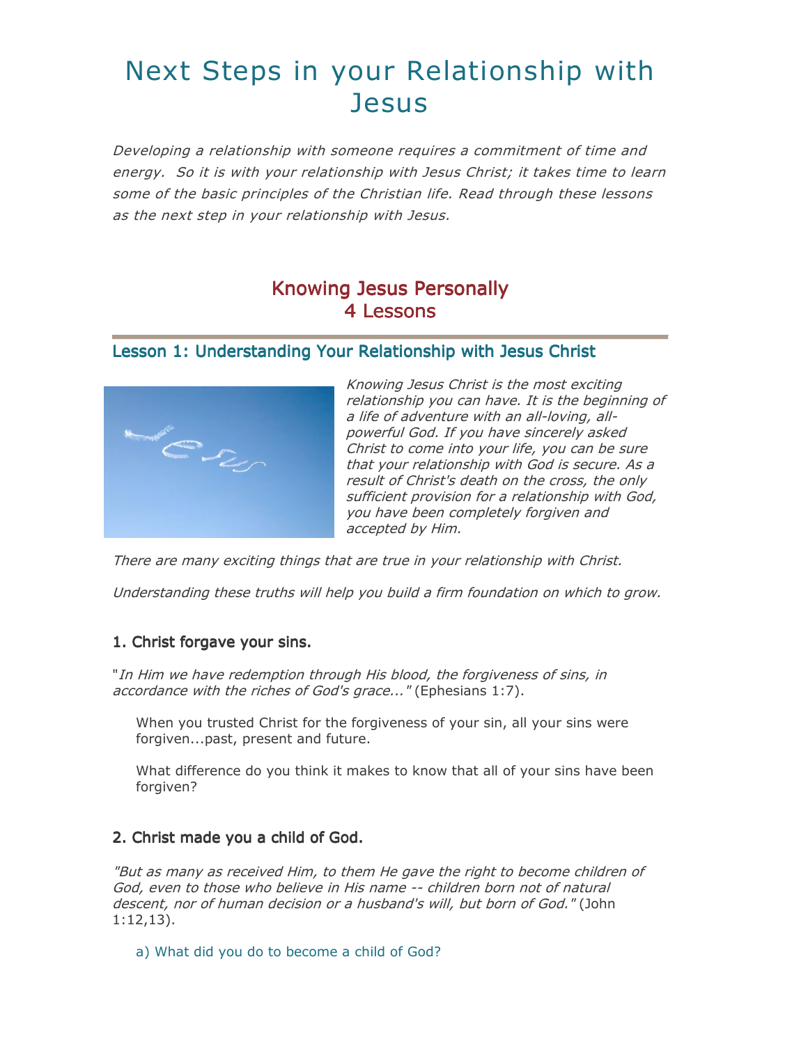# Next Steps in your Relationship with Jesus

*Developing a relationship with someone requires a commitment of time and energy. So it is with your relationship with Jesus Christ; it takes time to learn some of the basic principles of the Christian life. Read through these lessons as the next step in your relationship with Jesus.*

## Knowing Jesus Personally
## 4 Lessons

### Lesson 1: Understanding Your Relationship with Jesus Christ

*Knowing Jesus Christ is the most exciting relationship you can have. It is the beginning of a life of adventure with an all-loving, all-powerful God. If you have sincerely asked Christ to come into your life, you can be sure that your relationship with God is secure. As a result of Christ's death on the cross, the only sufficient provision for a relationship with God, you have been completely forgiven and accepted by Him.*

*There are many exciting things that are true in your relationship with Christ.*

*Understanding these truths will help you build a firm foundation on which to grow.*

#### 1. Christ forgave your sins.

"*In Him we have redemption through His blood, the forgiveness of sins, in accordance with the riches of God's grace...*" (Ephesians 1:7).

When you trusted Christ for the forgiveness of your sin, all your sins were forgiven...past, present and future.

What difference do you think it makes to know that all of your sins have been forgiven?

#### 2. Christ made you a child of God.

*"But as many as received Him, to them He gave the right to become children of God, even to those who believe in His name -- children born not of natural descent, nor of human decision or a husband's will, but born of God."* (John 1:12,13).

a) What did you do to become a child of God?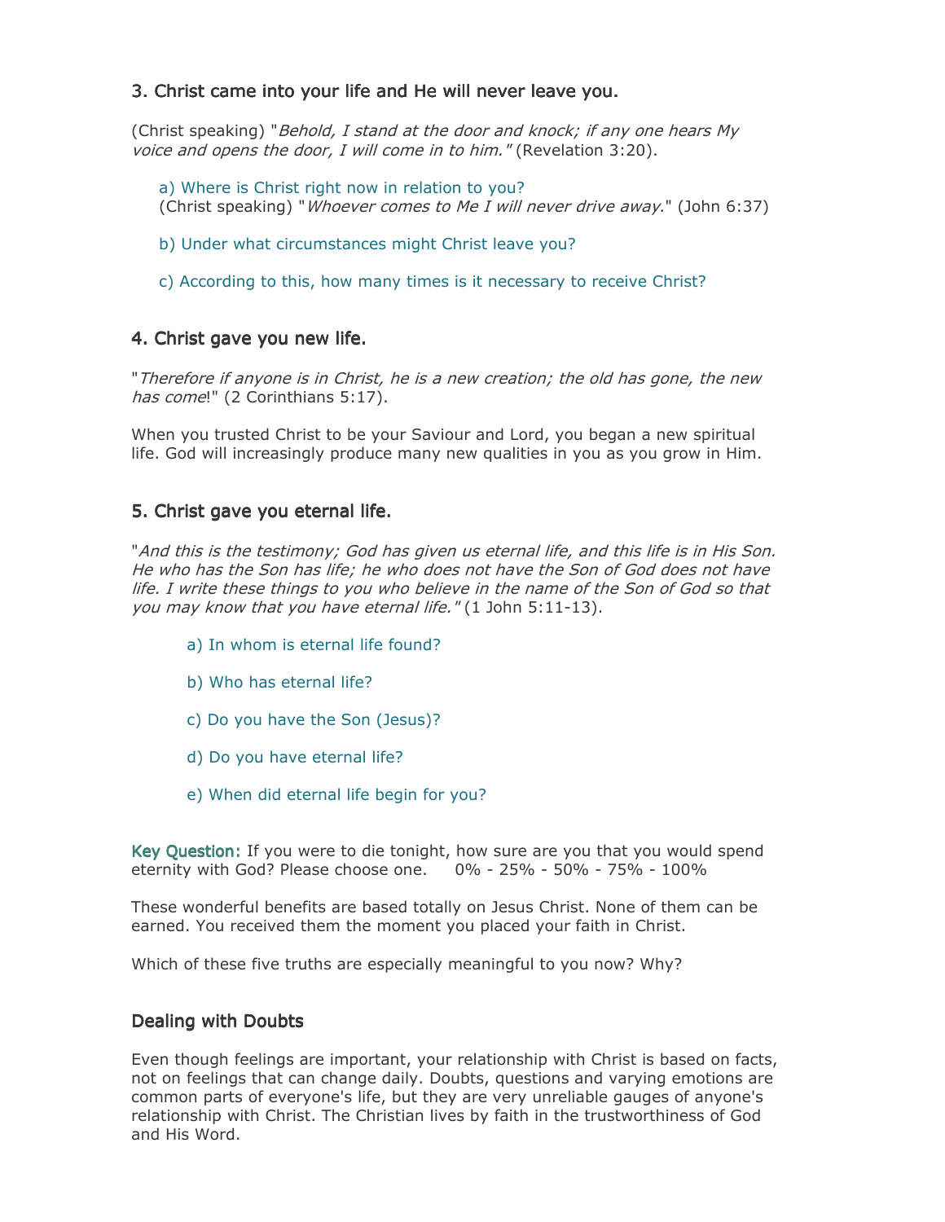### 3. Christ came into your life and He will never leave you.

(Christ speaking) "*Behold, I stand at the door and knock; if any one hears My voice and opens the door, I will come in to him.*" (Revelation 3:20).

a) Where is Christ right now in relation to you?
(Christ speaking) "*Whoever comes to Me I will never drive away.*" (John 6:37)

b) Under what circumstances might Christ leave you?

c) According to this, how many times is it necessary to receive Christ?

### 4. Christ gave you new life.

"*Therefore if anyone is in Christ, he is a new creation; the old has gone, the new has come*!" (2 Corinthians 5:17).

When you trusted Christ to be your Saviour and Lord, you began a new spiritual life. God will increasingly produce many new qualities in you as you grow in Him.

### 5. Christ gave you eternal life.

"*And this is the testimony; God has given us eternal life, and this life is in His Son. He who has the Son has life; he who does not have the Son of God does not have life. I write these things to you who believe in the name of the Son of God so that you may know that you have eternal life.*" (1 John 5:11-13).

a) In whom is eternal life found?

b) Who has eternal life?

c) Do you have the Son (Jesus)?

d) Do you have eternal life?

e) When did eternal life begin for you?

**Key Question:** If you were to die tonight, how sure are you that you would spend eternity with God? Please choose one. 0% - 25% - 50% - 75% - 100%

These wonderful benefits are based totally on Jesus Christ. None of them can be earned. You received them the moment you placed your faith in Christ.

Which of these five truths are especially meaningful to you now? Why?

### Dealing with Doubts

Even though feelings are important, your relationship with Christ is based on facts, not on feelings that can change daily. Doubts, questions and varying emotions are common parts of everyone's life, but they are very unreliable gauges of anyone's relationship with Christ. The Christian lives by faith in the trustworthiness of God and His Word.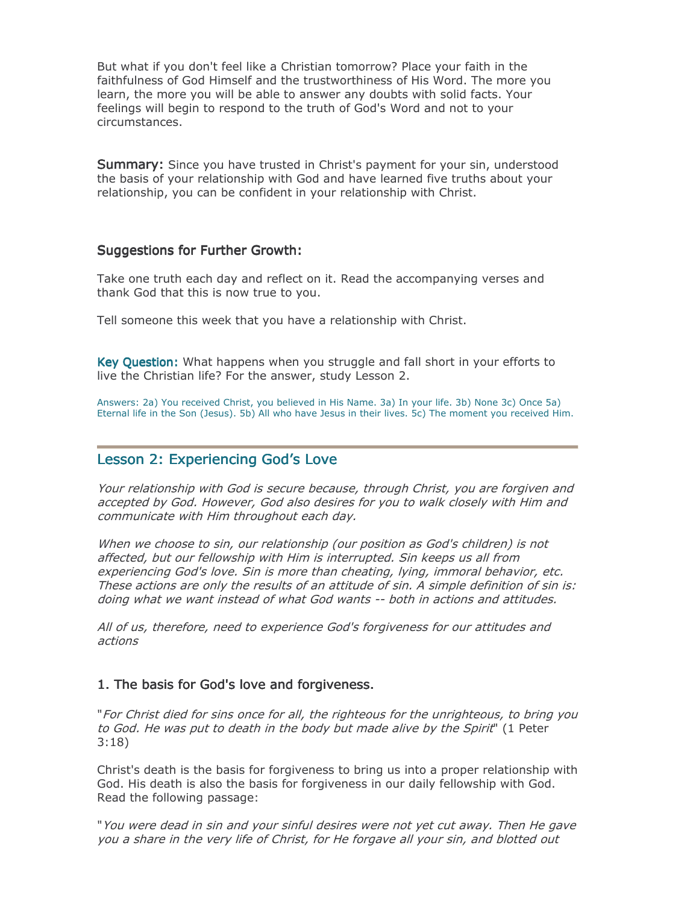But what if you don't feel like a Christian tomorrow? Place your faith in the faithfulness of God Himself and the trustworthiness of His Word. The more you learn, the more you will be able to answer any doubts with solid facts. Your feelings will begin to respond to the truth of God's Word and not to your circumstances.

**Summary:** Since you have trusted in Christ's payment for your sin, understood the basis of your relationship with God and have learned five truths about your relationship, you can be confident in your relationship with Christ.

### Suggestions for Further Growth:

Take one truth each day and reflect on it. Read the accompanying verses and thank God that this is now true to you.

Tell someone this week that you have a relationship with Christ.

**Key Question:** What happens when you struggle and fall short in your efforts to live the Christian life? For the answer, study Lesson 2.

Answers: 2a) You received Christ, you believed in His Name. 3a) In your life. 3b) None 3c) Once 5a) Eternal life in the Son (Jesus). 5b) All who have Jesus in their lives. 5c) The moment you received Him.

---

## Lesson 2: Experiencing God's Love

*Your relationship with God is secure because, through Christ, you are forgiven and accepted by God. However, God also desires for you to walk closely with Him and communicate with Him throughout each day.*

*When we choose to sin, our relationship (our position as God's children) is not affected, but our fellowship with Him is interrupted. Sin keeps us all from experiencing God's love. Sin is more than cheating, lying, immoral behavior, etc. These actions are only the results of an attitude of sin. A simple definition of sin is: doing what we want instead of what God wants -- both in actions and attitudes.*

*All of us, therefore, need to experience God's forgiveness for our attitudes and actions*

### 1. The basis for God's love and forgiveness.

"*For Christ died for sins once for all, the righteous for the unrighteous, to bring you to God. He was put to death in the body but made alive by the Spirit*" (1 Peter 3:18)

Christ's death is the basis for forgiveness to bring us into a proper relationship with God. His death is also the basis for forgiveness in our daily fellowship with God. Read the following passage:

"*You were dead in sin and your sinful desires were not yet cut away. Then He gave you a share in the very life of Christ, for He forgave all your sin, and blotted out*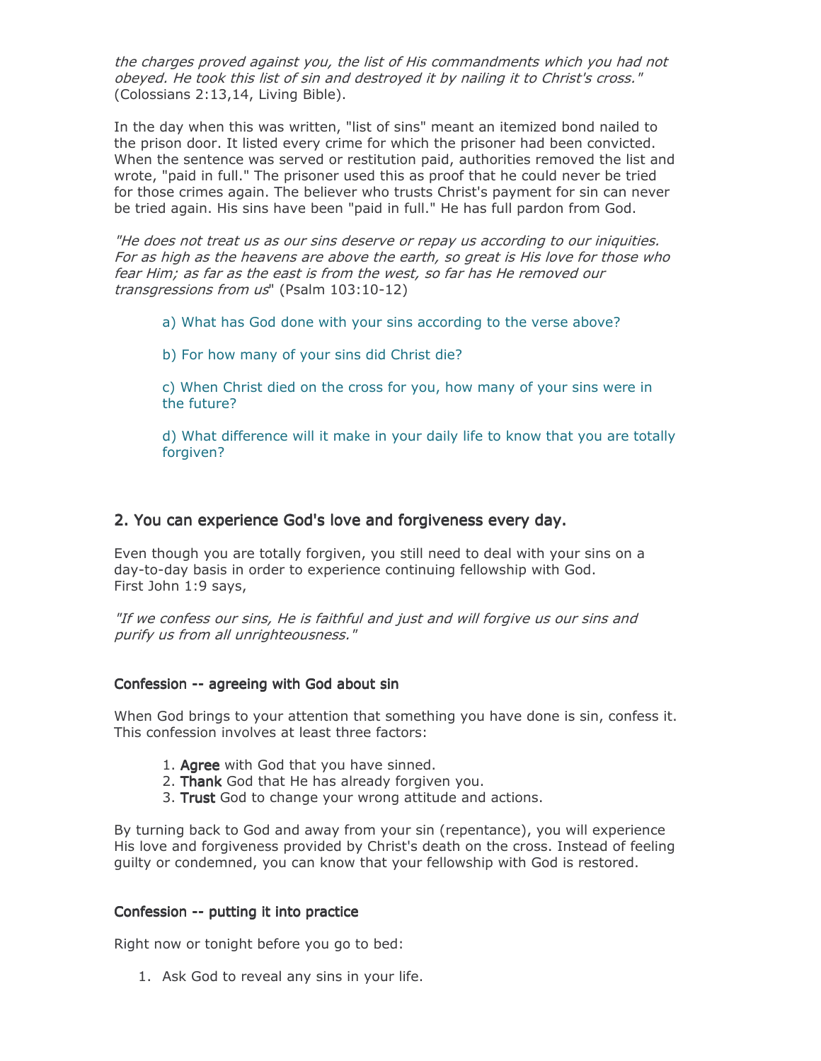*the charges proved against you, the list of His commandments which you had not obeyed. He took this list of sin and destroyed it by nailing it to Christ's cross."* (Colossians 2:13,14, Living Bible).

In the day when this was written, "list of sins" meant an itemized bond nailed to the prison door. It listed every crime for which the prisoner had been convicted. When the sentence was served or restitution paid, authorities removed the list and wrote, "paid in full." The prisoner used this as proof that he could never be tried for those crimes again. The believer who trusts Christ's payment for sin can never be tried again. His sins have been "paid in full." He has full pardon from God.

*"He does not treat us as our sins deserve or repay us according to our iniquities. For as high as the heavens are above the earth, so great is His love for those who fear Him; as far as the east is from the west, so far has He removed our transgressions from us*" (Psalm 103:10-12)

a) What has God done with your sins according to the verse above?

b) For how many of your sins did Christ die?

c) When Christ died on the cross for you, how many of your sins were in the future?

d) What difference will it make in your daily life to know that you are totally forgiven?

## 2. You can experience God's love and forgiveness every day.

Even though you are totally forgiven, you still need to deal with your sins on a day-to-day basis in order to experience continuing fellowship with God.
First John 1:9 says,

*"If we confess our sins, He is faithful and just and will forgive us our sins and purify us from all unrighteousness."*

### Confession -- agreeing with God about sin

When God brings to your attention that something you have done is sin, confess it. This confession involves at least three factors:

1. **Agree** with God that you have sinned.
2. **Thank** God that He has already forgiven you.
3. **Trust** God to change your wrong attitude and actions.

By turning back to God and away from your sin (repentance), you will experience His love and forgiveness provided by Christ's death on the cross. Instead of feeling guilty or condemned, you can know that your fellowship with God is restored.

### Confession -- putting it into practice

Right now or tonight before you go to bed:

1. Ask God to reveal any sins in your life.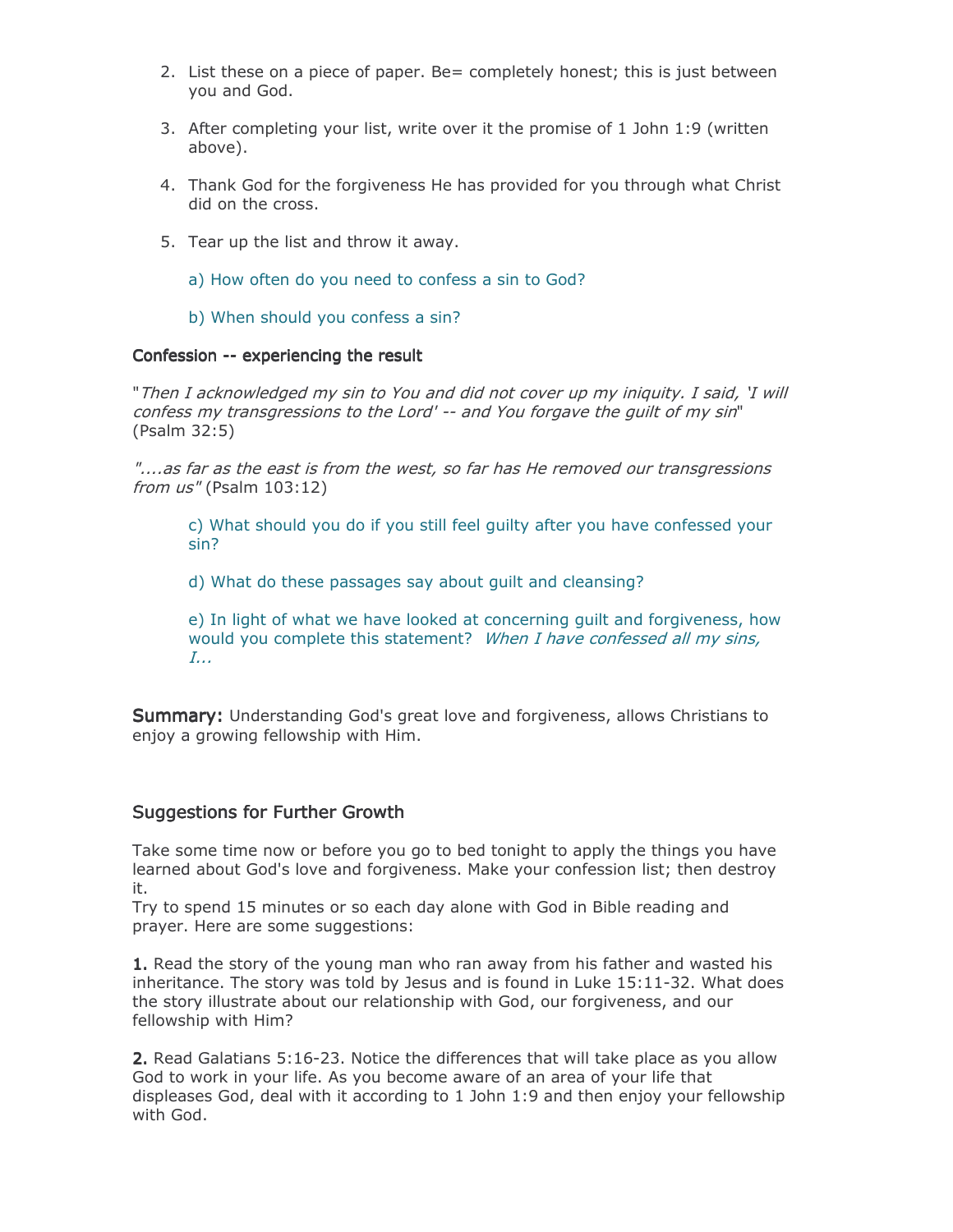2. List these on a piece of paper. Be= completely honest; this is just between you and God.

3. After completing your list, write over it the promise of 1 John 1:9 (written above).

4. Thank God for the forgiveness He has provided for you through what Christ did on the cross.

5. Tear up the list and throw it away.

   a) How often do you need to confess a sin to God?

   b) When should you confess a sin?

### Confession -- experiencing the result

"*Then I acknowledged my sin to You and did not cover up my iniquity. I said, 'I will confess my transgressions to the Lord' -- and You forgave the guilt of my sin*" (Psalm 32:5)

*"....as far as the east is from the west, so far has He removed our transgressions from us"* (Psalm 103:12)

   c) What should you do if you still feel guilty after you have confessed your sin?

   d) What do these passages say about guilt and cleansing?

   e) In light of what we have looked at concerning guilt and forgiveness, how would you complete this statement? *When I have confessed all my sins, I...*

**Summary:** Understanding God's great love and forgiveness, allows Christians to enjoy a growing fellowship with Him.

### Suggestions for Further Growth

Take some time now or before you go to bed tonight to apply the things you have learned about God's love and forgiveness. Make your confession list; then destroy it.
Try to spend 15 minutes or so each day alone with God in Bible reading and prayer. Here are some suggestions:

**1.** Read the story of the young man who ran away from his father and wasted his inheritance. The story was told by Jesus and is found in Luke 15:11-32. What does the story illustrate about our relationship with God, our forgiveness, and our fellowship with Him?

**2.** Read Galatians 5:16-23. Notice the differences that will take place as you allow God to work in your life. As you become aware of an area of your life that displeases God, deal with it according to 1 John 1:9 and then enjoy your fellowship with God.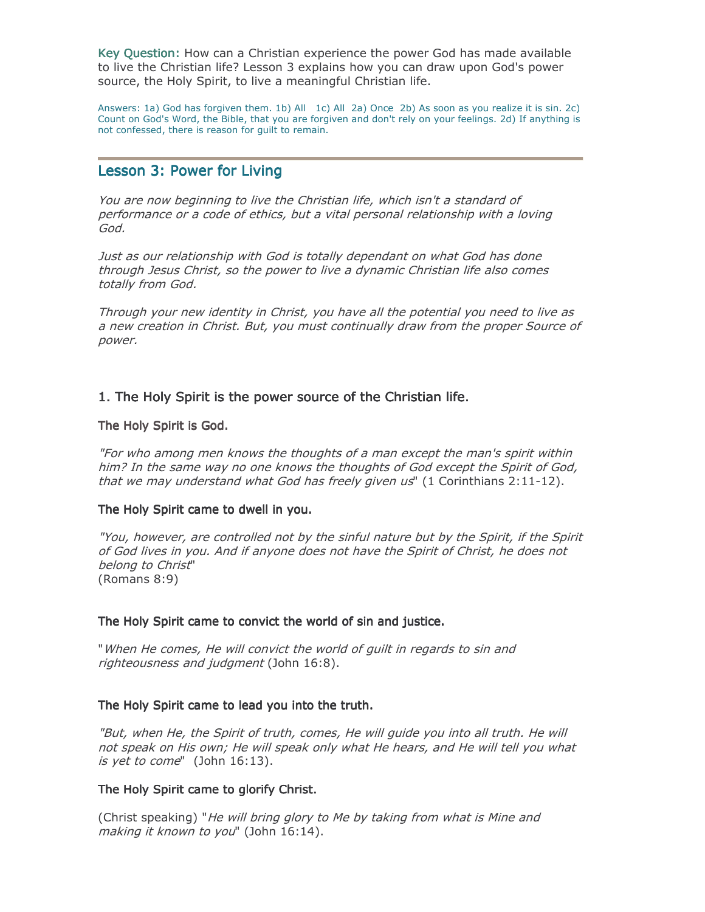Key Question: How can a Christian experience the power God has made available to live the Christian life? Lesson 3 explains how you can draw upon God's power source, the Holy Spirit, to live a meaningful Christian life.

Answers: 1a) God has forgiven them. 1b) All 1c) All 2a) Once 2b) As soon as you realize it is sin. 2c) Count on God's Word, the Bible, that you are forgiven and don't rely on your feelings. 2d) If anything is not confessed, there is reason for guilt to remain.

## Lesson 3: Power for Living

*You are now beginning to live the Christian life, which isn't a standard of performance or a code of ethics, but a vital personal relationship with a loving God.*

*Just as our relationship with God is totally dependant on what God has done through Jesus Christ, so the power to live a dynamic Christian life also comes totally from God.*

*Through your new identity in Christ, you have all the potential you need to live as a new creation in Christ. But, you must continually draw from the proper Source of power.*

### 1. The Holy Spirit is the power source of the Christian life.

**The Holy Spirit is God.**

*"For who among men knows the thoughts of a man except the man's spirit within him? In the same way no one knows the thoughts of God except the Spirit of God, that we may understand what God has freely given us*" (1 Corinthians 2:11-12).

**The Holy Spirit came to dwell in you.**

*"You, however, are controlled not by the sinful nature but by the Spirit, if the Spirit of God lives in you. And if anyone does not have the Spirit of Christ, he does not belong to Christ*"
(Romans 8:9)

**The Holy Spirit came to convict the world of sin and justice.**

"*When He comes, He will convict the world of guilt in regards to sin and righteousness and judgment* (John 16:8).

**The Holy Spirit came to lead you into the truth.**

*"But, when He, the Spirit of truth, comes, He will guide you into all truth. He will not speak on His own; He will speak only what He hears, and He will tell you what is yet to come*" (John 16:13).

**The Holy Spirit came to glorify Christ.**

(Christ speaking) "*He will bring glory to Me by taking from what is Mine and making it known to you*" (John 16:14).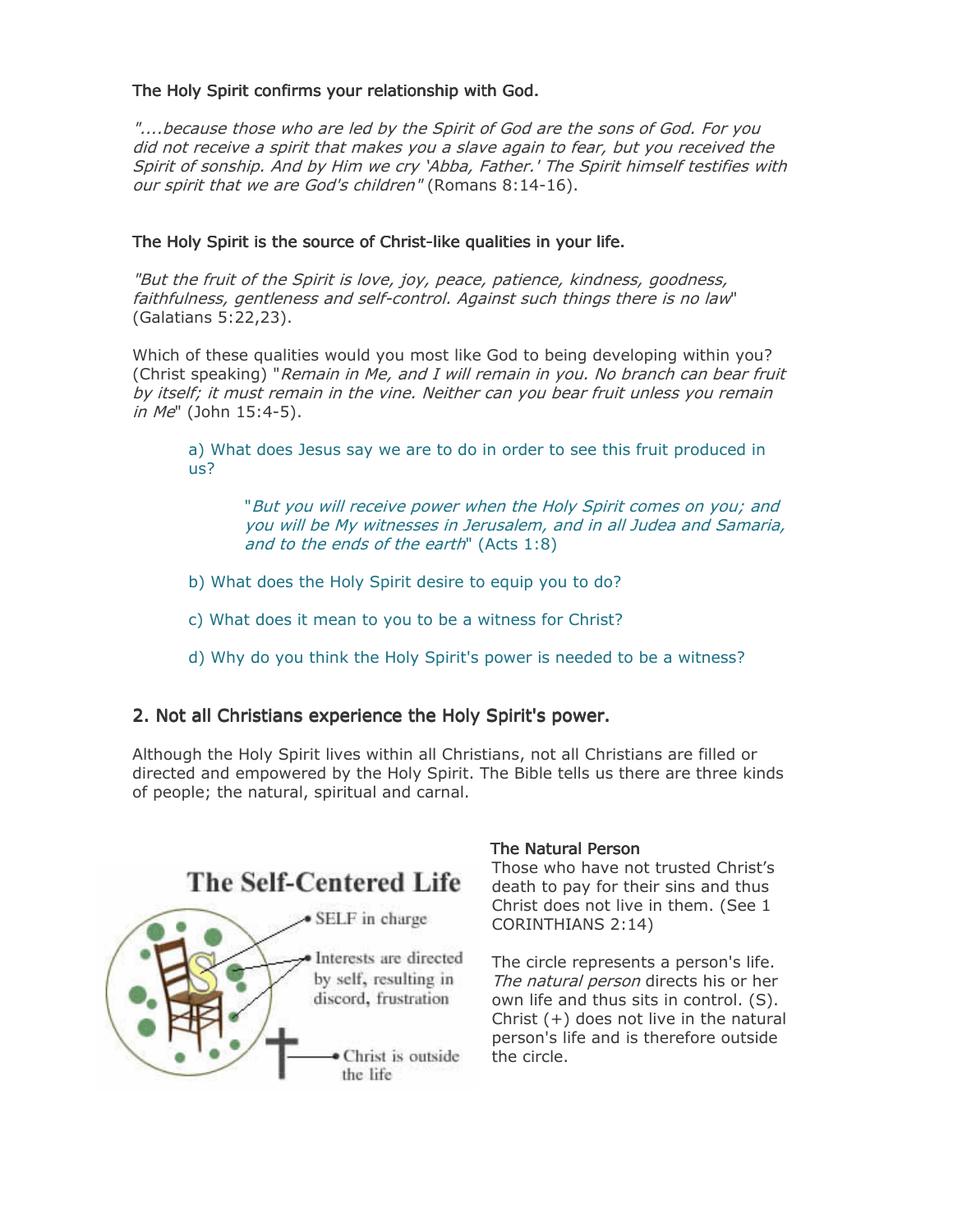**The Holy Spirit confirms your relationship with God.**

*"....because those who are led by the Spirit of God are the sons of God. For you did not receive a spirit that makes you a slave again to fear, but you received the Spirit of sonship. And by Him we cry 'Abba, Father.' The Spirit himself testifies with our spirit that we are God's children"* (Romans 8:14-16).

**The Holy Spirit is the source of Christ-like qualities in your life.**

*"But the fruit of the Spirit is love, joy, peace, patience, kindness, goodness, faithfulness, gentleness and self-control. Against such things there is no law"* (Galatians 5:22,23).

Which of these qualities would you most like God to being developing within you? (Christ speaking) "*Remain in Me, and I will remain in you. No branch can bear fruit by itself; it must remain in the vine. Neither can you bear fruit unless you remain in Me*" (John 15:4-5).

a) What does Jesus say we are to do in order to see this fruit produced in us?

> "*But you will receive power when the Holy Spirit comes on you; and you will be My witnesses in Jerusalem, and in all Judea and Samaria, and to the ends of the earth*" (Acts 1:8)

b) What does the Holy Spirit desire to equip you to do?

c) What does it mean to you to be a witness for Christ?

d) Why do you think the Holy Spirit's power is needed to be a witness?

## 2. Not all Christians experience the Holy Spirit's power.

Although the Holy Spirit lives within all Christians, not all Christians are filled or directed and empowered by the Holy Spirit. The Bible tells us there are three kinds of people; the natural, spiritual and carnal.

**The Self-Centered Life**

- SELF in charge
- Interests are directed by self, resulting in discord, frustration
- Christ is outside the life

**The Natural Person**

Those who have not trusted Christ's death to pay for their sins and thus Christ does not live in them. (See 1 CORINTHIANS 2:14)

The circle represents a person's life. *The natural person* directs his or her own life and thus sits in control. (S). Christ (+) does not live in the natural person's life and is therefore outside the circle.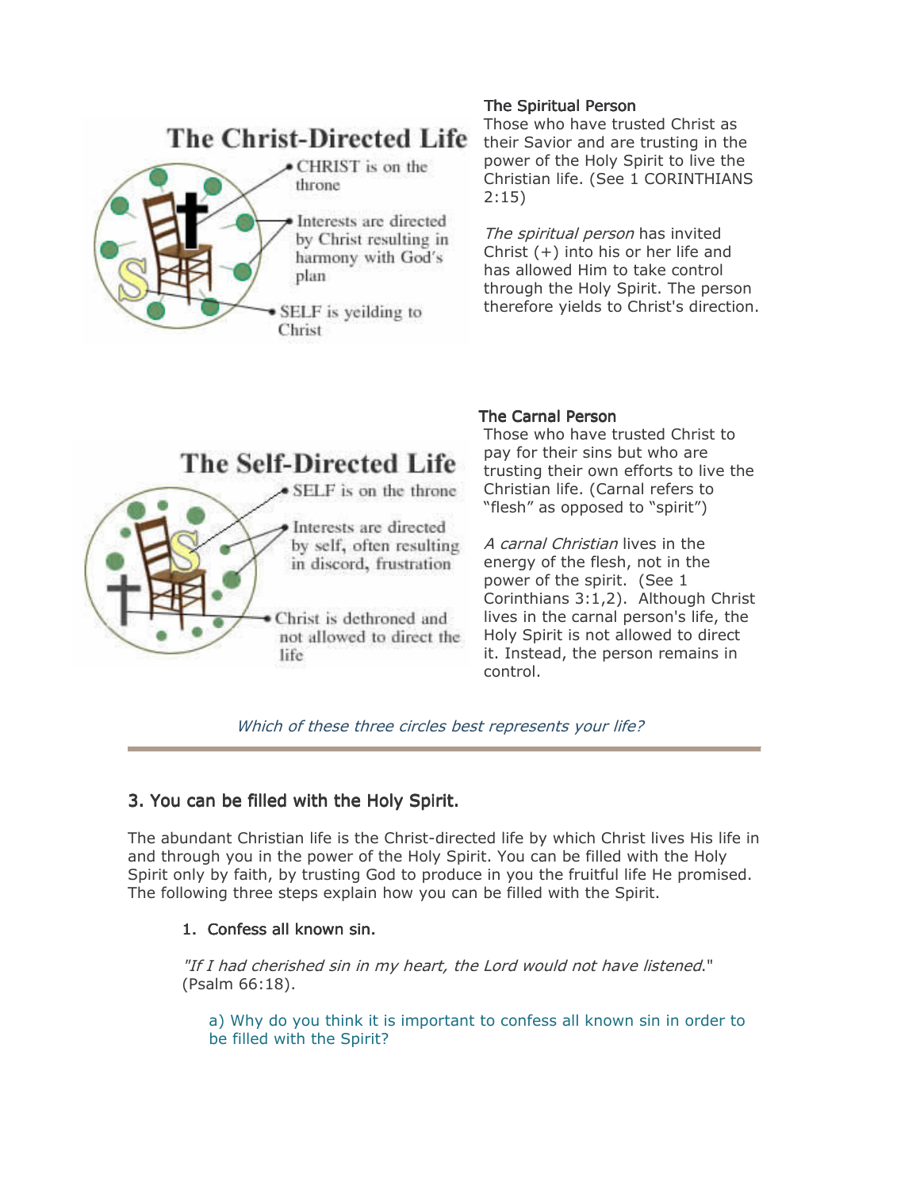### The Christ-Directed Life

- CHRIST is on the throne
- Interests are directed by Christ resulting in harmony with God's plan
- SELF is yeilding to Christ

**The Spiritual Person**
Those who have trusted Christ as their Savior and are trusting in the power of the Holy Spirit to live the Christian life. (See 1 CORINTHIANS 2:15)

*The spiritual person* has invited Christ (+) into his or her life and has allowed Him to take control through the Holy Spirit. The person therefore yields to Christ's direction.

### The Self-Directed Life

- SELF is on the throne
- Interests are directed by self, often resulting in discord, frustration
- Christ is dethroned and not allowed to direct the life

**The Carnal Person**
Those who have trusted Christ to pay for their sins but who are trusting their own efforts to live the Christian life. (Carnal refers to "flesh" as opposed to "spirit")

*A carnal Christian* lives in the energy of the flesh, not in the power of the spirit. (See 1 Corinthians 3:1,2). Although Christ lives in the carnal person's life, the Holy Spirit is not allowed to direct it. Instead, the person remains in control.

*Which of these three circles best represents your life?*

---

## 3. You can be filled with the Holy Spirit.

The abundant Christian life is the Christ-directed life by which Christ lives His life in and through you in the power of the Holy Spirit. You can be filled with the Holy Spirit only by faith, by trusting God to produce in you the fruitful life He promised. The following three steps explain how you can be filled with the Spirit.

1. Confess all known sin.

   *"If I had cherished sin in my heart, the Lord would not have listened.*" (Psalm 66:18).

   a) Why do you think it is important to confess all known sin in order to be filled with the Spirit?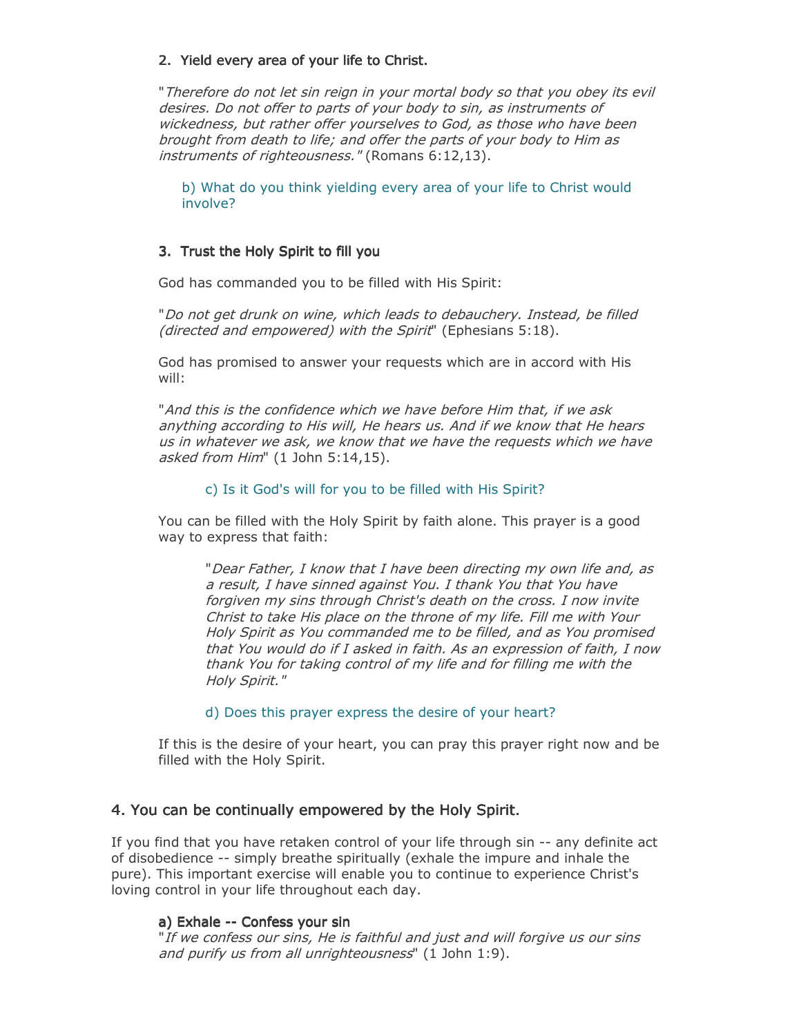### 2. Yield every area of your life to Christ.

"*Therefore do not let sin reign in your mortal body so that you obey its evil desires. Do not offer to parts of your body to sin, as instruments of wickedness, but rather offer yourselves to God, as those who have been brought from death to life; and offer the parts of your body to Him as instruments of righteousness.*" (Romans 6:12,13).

b) What do you think yielding every area of your life to Christ would involve?

### 3. Trust the Holy Spirit to fill you

God has commanded you to be filled with His Spirit:

"*Do not get drunk on wine, which leads to debauchery. Instead, be filled (directed and empowered) with the Spirit*" (Ephesians 5:18).

God has promised to answer your requests which are in accord with His will:

"*And this is the confidence which we have before Him that, if we ask anything according to His will, He hears us. And if we know that He hears us in whatever we ask, we know that we have the requests which we have asked from Him*" (1 John 5:14,15).

c) Is it God's will for you to be filled with His Spirit?

You can be filled with the Holy Spirit by faith alone. This prayer is a good way to express that faith:

> "*Dear Father, I know that I have been directing my own life and, as a result, I have sinned against You. I thank You that You have forgiven my sins through Christ's death on the cross. I now invite Christ to take His place on the throne of my life. Fill me with Your Holy Spirit as You commanded me to be filled, and as You promised that You would do if I asked in faith. As an expression of faith, I now thank You for taking control of my life and for filling me with the Holy Spirit.*"

d) Does this prayer express the desire of your heart?

If this is the desire of your heart, you can pray this prayer right now and be filled with the Holy Spirit.

## 4. You can be continually empowered by the Holy Spirit.

If you find that you have retaken control of your life through sin -- any definite act of disobedience -- simply breathe spiritually (exhale the impure and inhale the pure). This important exercise will enable you to continue to experience Christ's loving control in your life throughout each day.

#### a) Exhale -- Confess your sin

"*If we confess our sins, He is faithful and just and will forgive us our sins and purify us from all unrighteousness*" (1 John 1:9).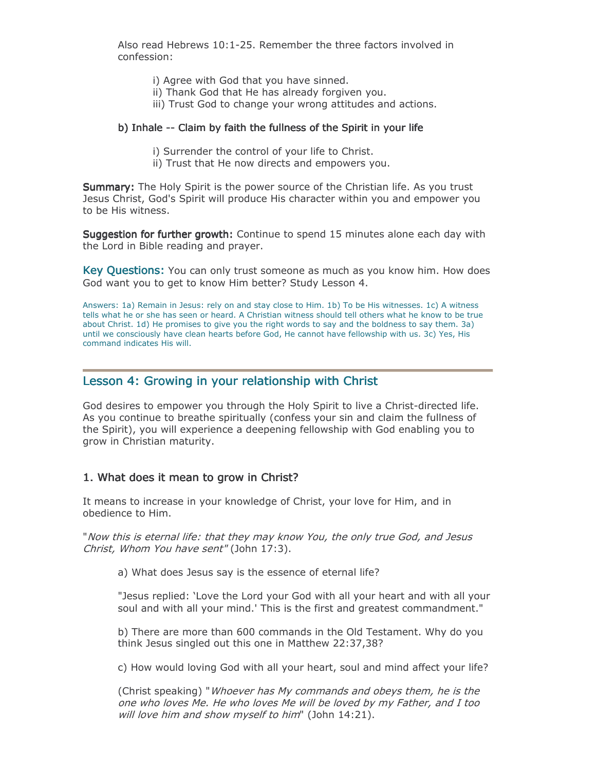Also read Hebrews 10:1-25. Remember the three factors involved in confession:

i) Agree with God that you have sinned.
ii) Thank God that He has already forgiven you.
iii) Trust God to change your wrong attitudes and actions.

**b) Inhale -- Claim by faith the fullness of the Spirit in your life**

i) Surrender the control of your life to Christ.
ii) Trust that He now directs and empowers you.

**Summary:** The Holy Spirit is the power source of the Christian life. As you trust Jesus Christ, God's Spirit will produce His character within you and empower you to be His witness.

**Suggestion for further growth:** Continue to spend 15 minutes alone each day with the Lord in Bible reading and prayer.

**Key Questions:** You can only trust someone as much as you know him. How does God want you to get to know Him better? Study Lesson 4.

Answers: 1a) Remain in Jesus: rely on and stay close to Him. 1b) To be His witnesses. 1c) A witness tells what he or she has seen or heard. A Christian witness should tell others what he know to be true about Christ. 1d) He promises to give you the right words to say and the boldness to say them. 3a) until we consciously have clean hearts before God, He cannot have fellowship with us. 3c) Yes, His command indicates His will.

---

## Lesson 4: Growing in your relationship with Christ

God desires to empower you through the Holy Spirit to live a Christ-directed life. As you continue to breathe spiritually (confess your sin and claim the fullness of the Spirit), you will experience a deepening fellowship with God enabling you to grow in Christian maturity.

### 1. What does it mean to grow in Christ?

It means to increase in your knowledge of Christ, your love for Him, and in obedience to Him.

"*Now this is eternal life: that they may know You, the only true God, and Jesus Christ, Whom You have sent*" (John 17:3).

a) What does Jesus say is the essence of eternal life?

"Jesus replied: 'Love the Lord your God with all your heart and with all your soul and with all your mind.' This is the first and greatest commandment."

b) There are more than 600 commands in the Old Testament. Why do you think Jesus singled out this one in Matthew 22:37,38?

c) How would loving God with all your heart, soul and mind affect your life?

(Christ speaking) "*Whoever has My commands and obeys them, he is the one who loves Me. He who loves Me will be loved by my Father, and I too will love him and show myself to him*" (John 14:21).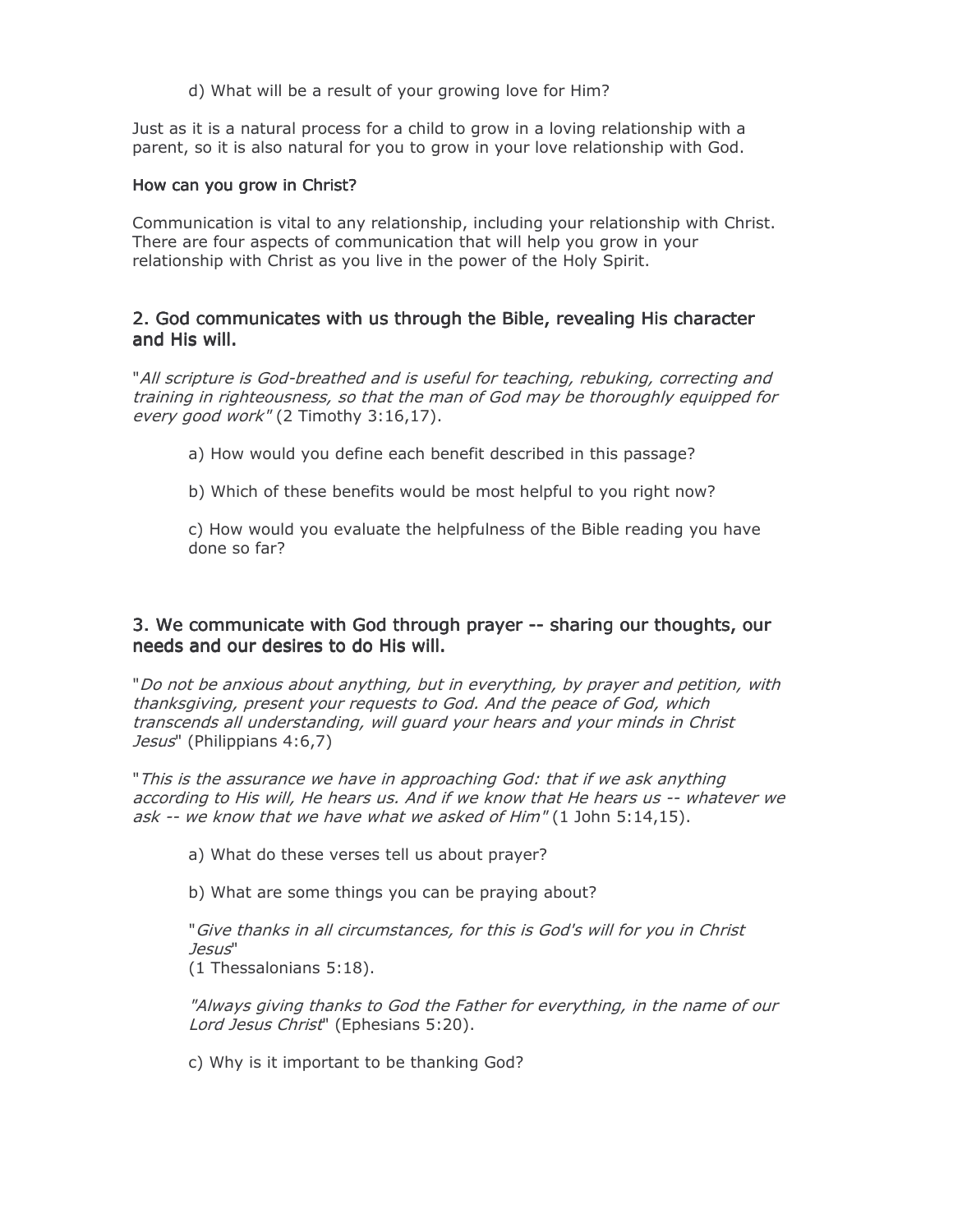d) What will be a result of your growing love for Him?

Just as it is a natural process for a child to grow in a loving relationship with a parent, so it is also natural for you to grow in your love relationship with God.

### How can you grow in Christ?

Communication is vital to any relationship, including your relationship with Christ. There are four aspects of communication that will help you grow in your relationship with Christ as you live in the power of the Holy Spirit.

## 2. God communicates with us through the Bible, revealing His character and His will.

"*All scripture is God-breathed and is useful for teaching, rebuking, correcting and training in righteousness, so that the man of God may be thoroughly equipped for every good work"* (2 Timothy 3:16,17).

a) How would you define each benefit described in this passage?

b) Which of these benefits would be most helpful to you right now?

c) How would you evaluate the helpfulness of the Bible reading you have done so far?

## 3. We communicate with God through prayer -- sharing our thoughts, our needs and our desires to do His will.

"*Do not be anxious about anything, but in everything, by prayer and petition, with thanksgiving, present your requests to God. And the peace of God, which transcends all understanding, will guard your hears and your minds in Christ Jesus*" (Philippians 4:6,7)

"*This is the assurance we have in approaching God: that if we ask anything according to His will, He hears us. And if we know that He hears us -- whatever we ask -- we know that we have what we asked of Him"* (1 John 5:14,15).

a) What do these verses tell us about prayer?

b) What are some things you can be praying about?

"*Give thanks in all circumstances, for this is God's will for you in Christ Jesus*"
(1 Thessalonians 5:18).

*"Always giving thanks to God the Father for everything, in the name of our Lord Jesus Christ*" (Ephesians 5:20).

c) Why is it important to be thanking God?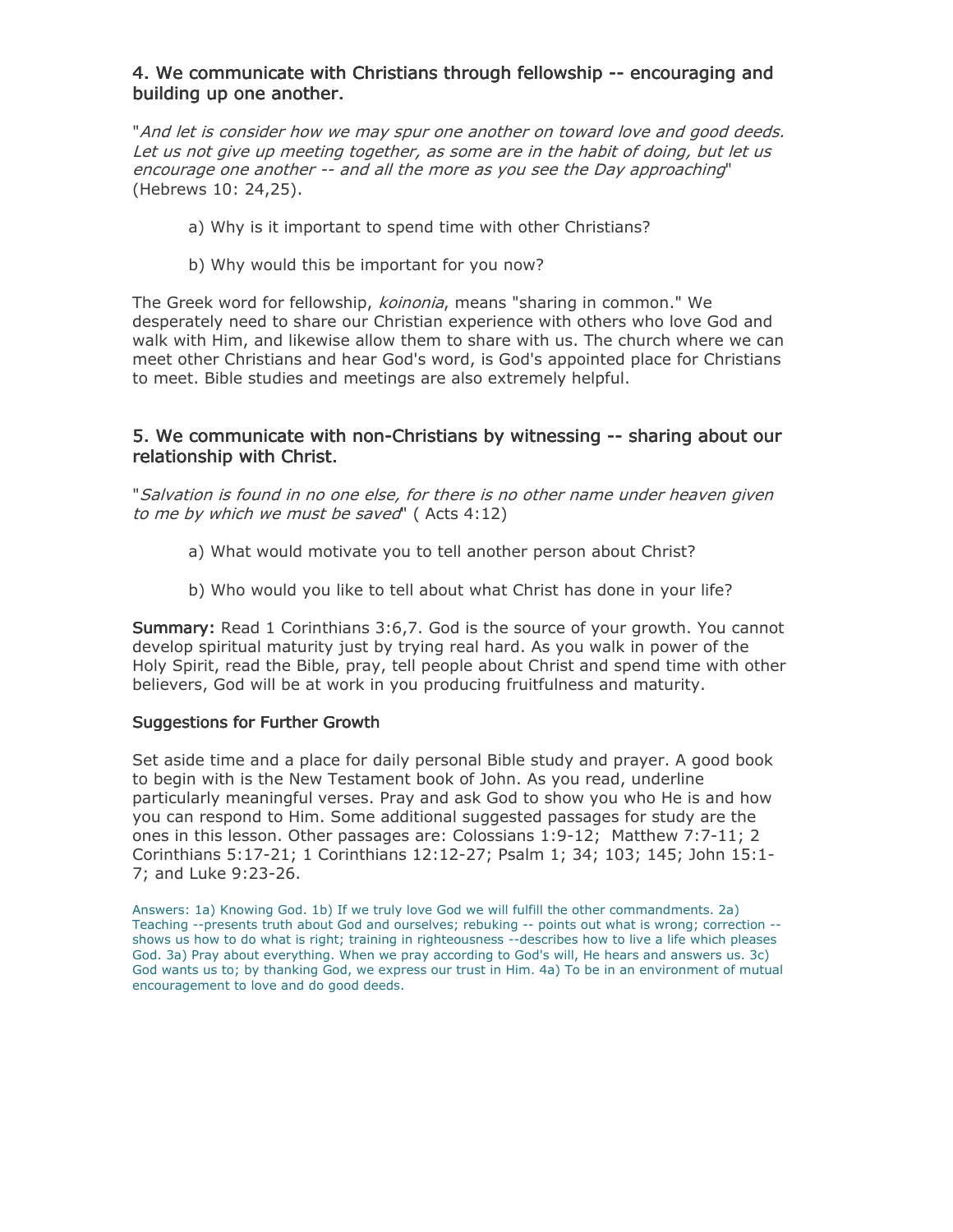### 4. We communicate with Christians through fellowship -- encouraging and building up one another.

"*And let is consider how we may spur one another on toward love and good deeds. Let us not give up meeting together, as some are in the habit of doing, but let us encourage one another -- and all the more as you see the Day approaching*" (Hebrews 10: 24,25).

a) Why is it important to spend time with other Christians?

b) Why would this be important for you now?

The Greek word for fellowship, *koinonia*, means "sharing in common." We desperately need to share our Christian experience with others who love God and walk with Him, and likewise allow them to share with us. The church where we can meet other Christians and hear God's word, is God's appointed place for Christians to meet. Bible studies and meetings are also extremely helpful.

### 5. We communicate with non-Christians by witnessing -- sharing about our relationship with Christ.

"*Salvation is found in no one else, for there is no other name under heaven given to me by which we must be saved*" ( Acts 4:12)

a) What would motivate you to tell another person about Christ?

b) Who would you like to tell about what Christ has done in your life?

**Summary:** Read 1 Corinthians 3:6,7. God is the source of your growth. You cannot develop spiritual maturity just by trying real hard. As you walk in power of the Holy Spirit, read the Bible, pray, tell people about Christ and spend time with other believers, God will be at work in you producing fruitfulness and maturity.

### Suggestions for Further Growth

Set aside time and a place for daily personal Bible study and prayer. A good book to begin with is the New Testament book of John. As you read, underline particularly meaningful verses. Pray and ask God to show you who He is and how you can respond to Him. Some additional suggested passages for study are the ones in this lesson. Other passages are: Colossians 1:9-12; Matthew 7:7-11; 2 Corinthians 5:17-21; 1 Corinthians 12:12-27; Psalm 1; 34; 103; 145; John 15:1-7; and Luke 9:23-26.

Answers: 1a) Knowing God. 1b) If we truly love God we will fulfill the other commandments. 2a) Teaching --presents truth about God and ourselves; rebuking -- points out what is wrong; correction --shows us how to do what is right; training in righteousness --describes how to live a life which pleases God. 3a) Pray about everything. When we pray according to God's will, He hears and answers us. 3c) God wants us to; by thanking God, we express our trust in Him. 4a) To be in an environment of mutual encouragement to love and do good deeds.